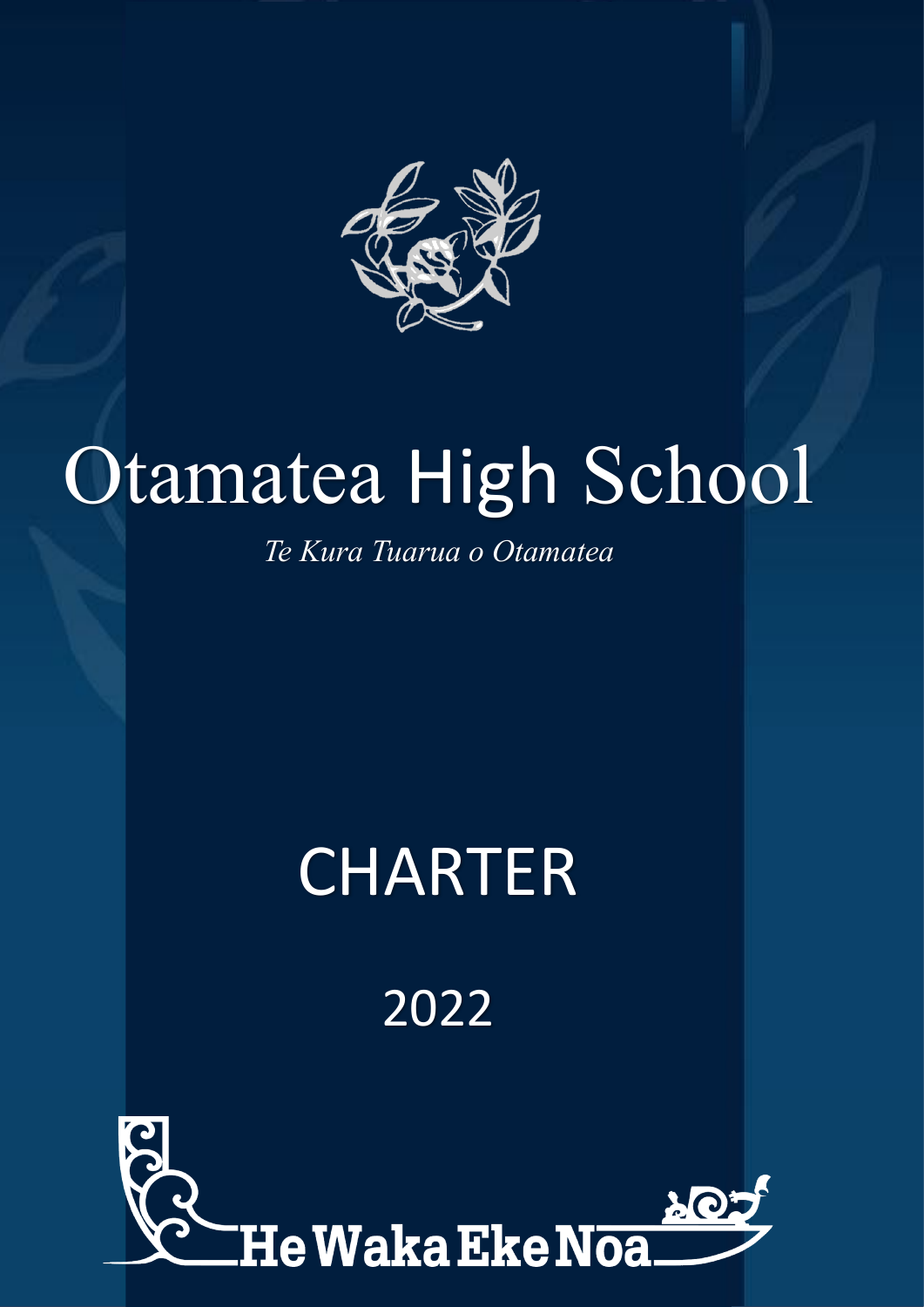# Otamatea High School

*Te Kura Tuarua o Otamatea*

# CHARTER

## 2022

He Waka Eke Noa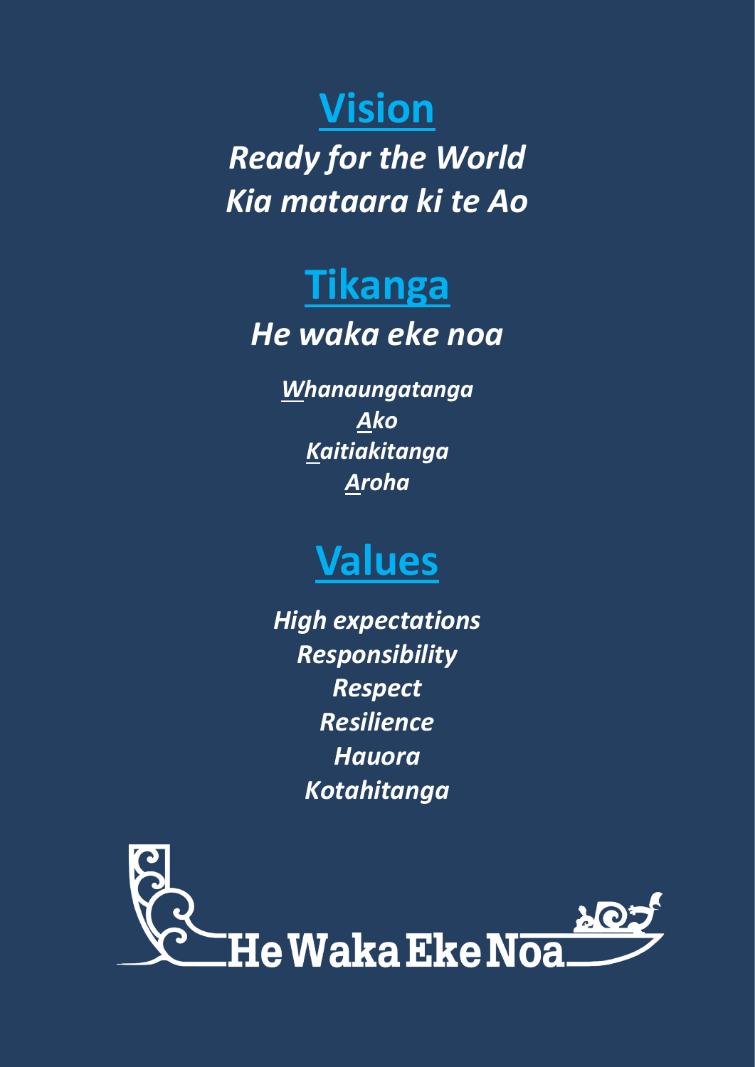## Vision

***Ready for the World***
***Kia mataara ki te Ao***

## Tikanga

***He waka eke noa***

***Whanaungatanga***
***Ako***
***Kaitiakitanga***
***Aroha***

## Values

***High expectations***
***Responsibility***
***Respect***
***Resilience***
***Hauora***
***Kotahitanga***

He Waka Eke Noa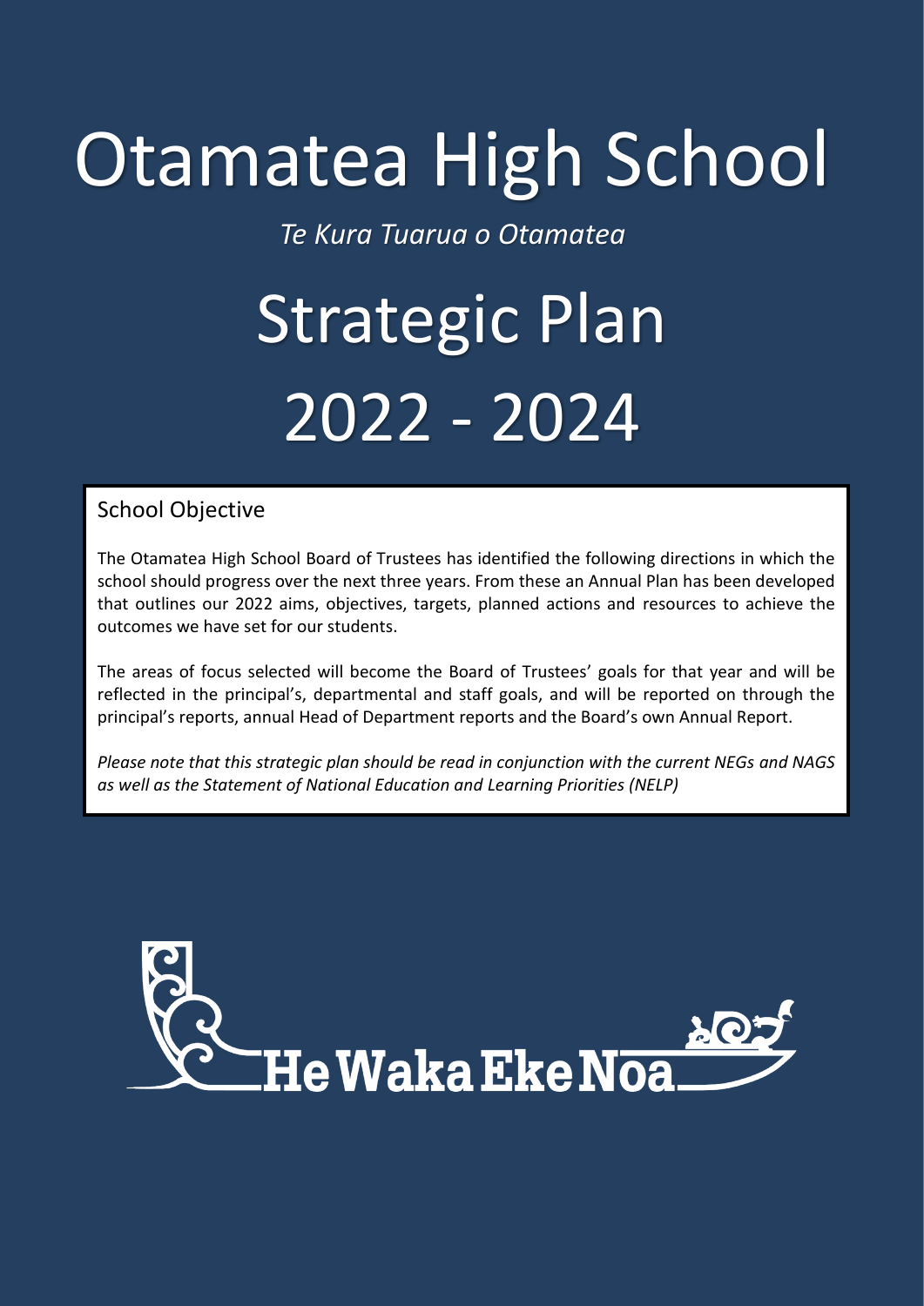# Otamatea High School

*Te Kura Tuarua o Otamatea*

# Strategic Plan 2022 - 2024

## School Objective

The Otamatea High School Board of Trustees has identified the following directions in which the school should progress over the next three years. From these an Annual Plan has been developed that outlines our 2022 aims, objectives, targets, planned actions and resources to achieve the outcomes we have set for our students.

The areas of focus selected will become the Board of Trustees' goals for that year and will be reflected in the principal's, departmental and staff goals, and will be reported on through the principal's reports, annual Head of Department reports and the Board's own Annual Report.

*Please note that this strategic plan should be read in conjunction with the current NEGs and NAGS as well as the Statement of National Education and Learning Priorities (NELP)*

He Waka Eke Noa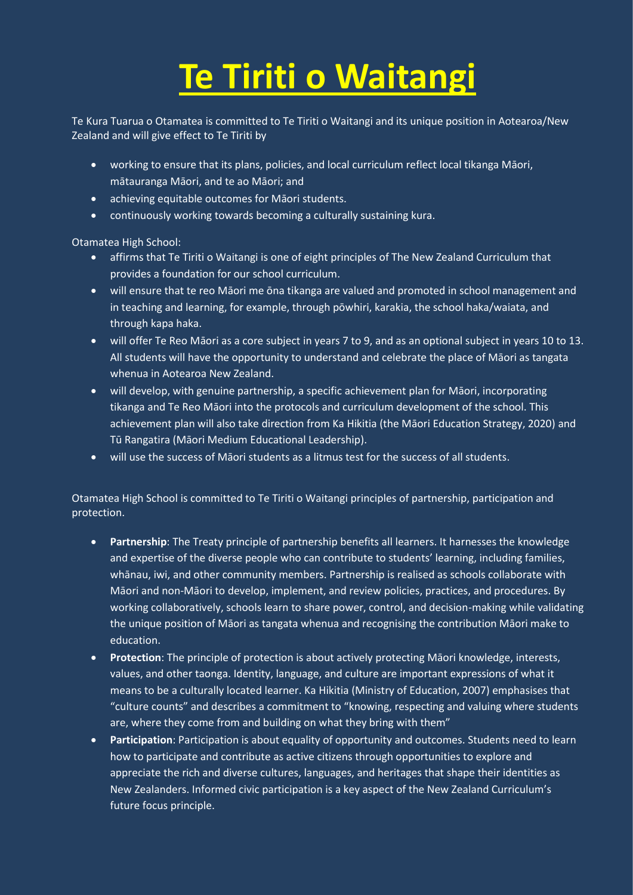# **Te Tiriti o Waitangi**

Te Kura Tuarua o Otamatea is committed to Te Tiriti o Waitangi and its unique position in Aotearoa/New Zealand and will give effect to Te Tiriti by

- working to ensure that its plans, policies, and local curriculum reflect local tikanga Māori, mātauranga Māori, and te ao Māori; and
- achieving equitable outcomes for Māori students.
- continuously working towards becoming a culturally sustaining kura.

Otamatea High School:

- affirms that Te Tiriti o Waitangi is one of eight principles of The New Zealand Curriculum that provides a foundation for our school curriculum.
- will ensure that te reo Māori me ōna tikanga are valued and promoted in school management and in teaching and learning, for example, through pōwhiri, karakia, the school haka/waiata, and through kapa haka.
- will offer Te Reo Māori as a core subject in years 7 to 9, and as an optional subject in years 10 to 13. All students will have the opportunity to understand and celebrate the place of Māori as tangata whenua in Aotearoa New Zealand.
- will develop, with genuine partnership, a specific achievement plan for Māori, incorporating tikanga and Te Reo Māori into the protocols and curriculum development of the school. This achievement plan will also take direction from Ka Hikitia (the Māori Education Strategy, 2020) and Tū Rangatira (Māori Medium Educational Leadership).
- will use the success of Māori students as a litmus test for the success of all students.

Otamatea High School is committed to Te Tiriti o Waitangi principles of partnership, participation and protection.

- **Partnership**: The Treaty principle of partnership benefits all learners. It harnesses the knowledge and expertise of the diverse people who can contribute to students' learning, including families, whānau, iwi, and other community members. Partnership is realised as schools collaborate with Māori and non-Māori to develop, implement, and review policies, practices, and procedures. By working collaboratively, schools learn to share power, control, and decision-making while validating the unique position of Māori as tangata whenua and recognising the contribution Māori make to education.
- **Protection**: The principle of protection is about actively protecting Māori knowledge, interests, values, and other taonga. Identity, language, and culture are important expressions of what it means to be a culturally located learner. Ka Hikitia (Ministry of Education, 2007) emphasises that "culture counts" and describes a commitment to "knowing, respecting and valuing where students are, where they come from and building on what they bring with them"
- **Participation**: Participation is about equality of opportunity and outcomes. Students need to learn how to participate and contribute as active citizens through opportunities to explore and appreciate the rich and diverse cultures, languages, and heritages that shape their identities as New Zealanders. Informed civic participation is a key aspect of the New Zealand Curriculum's future focus principle.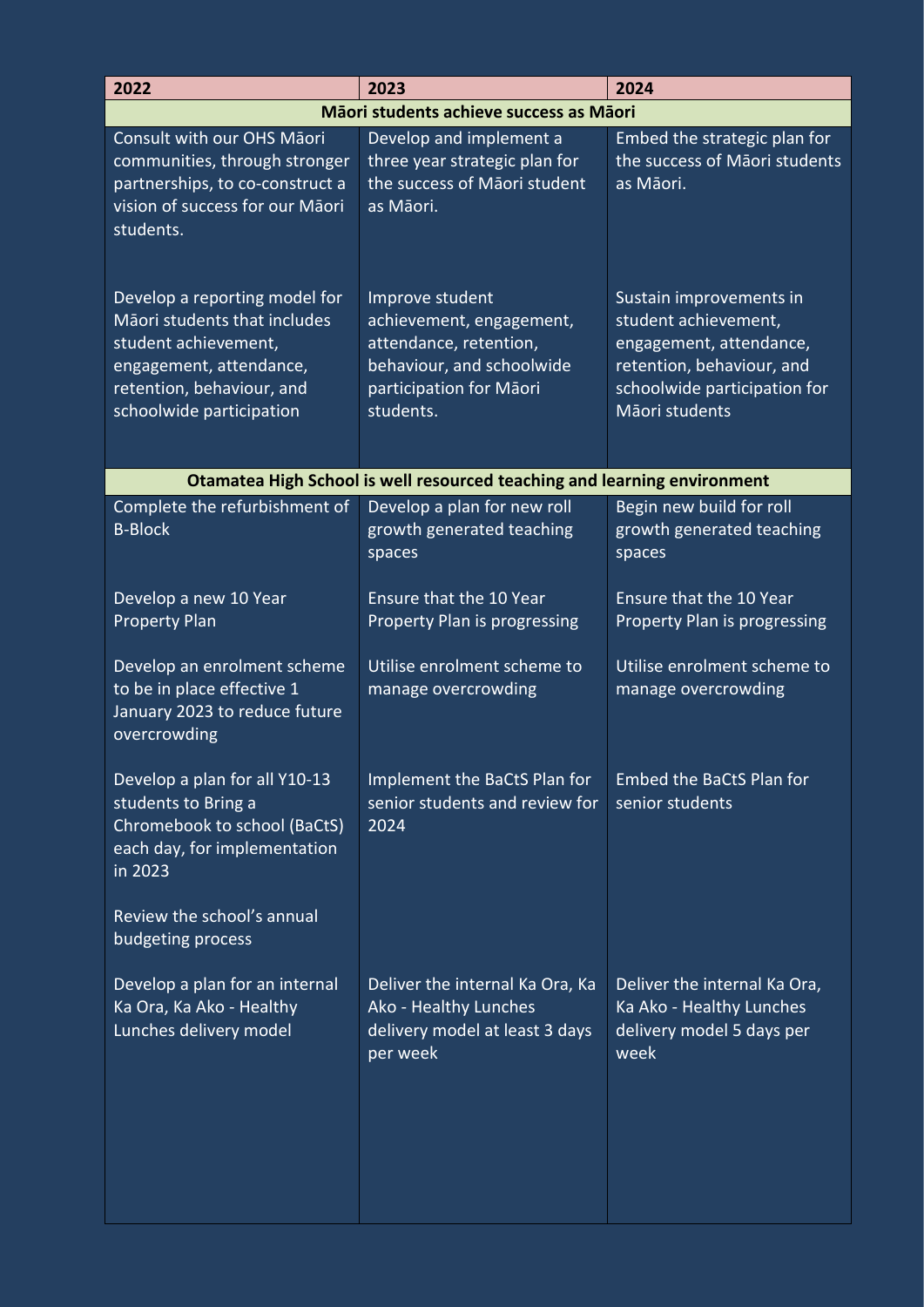| 2022 | 2023 | 2024 |
|---|---|---|
| **Māori students achieve success as Māori** | | |
| Consult with our OHS Māori communities, through stronger partnerships, to co-construct a vision of success for our Māori students. | Develop and implement a three year strategic plan for the success of Māori student as Māori. | Embed the strategic plan for the success of Māori students as Māori. |
| Develop a reporting model for Māori students that includes student achievement, engagement, attendance, retention, behaviour, and schoolwide participation | Improve student achievement, engagement, attendance, retention, behaviour, and schoolwide participation for Māori students. | Sustain improvements in student achievement, engagement, attendance, retention, behaviour, and schoolwide participation for Māori students |
| **Otamatea High School is well resourced teaching and learning environment** | | |
| Complete the refurbishment of B-Block | Develop a plan for new roll growth generated teaching spaces | Begin new build for roll growth generated teaching spaces |
| Develop a new 10 Year Property Plan | Ensure that the 10 Year Property Plan is progressing | Ensure that the 10 Year Property Plan is progressing |
| Develop an enrolment scheme to be in place effective 1 January 2023 to reduce future overcrowding | Utilise enrolment scheme to manage overcrowding | Utilise enrolment scheme to manage overcrowding |
| Develop a plan for all Y10-13 students to Bring a Chromebook to school (BaCtS) each day, for implementation in 2023 | Implement the BaCtS Plan for senior students and review for 2024 | Embed the BaCtS Plan for senior students |
| Review the school's annual budgeting process | | |
| Develop a plan for an internal Ka Ora, Ka Ako - Healthy Lunches delivery model | Deliver the internal Ka Ora, Ka Ako - Healthy Lunches delivery model at least 3 days per week | Deliver the internal Ka Ora, Ka Ako - Healthy Lunches delivery model 5 days per week |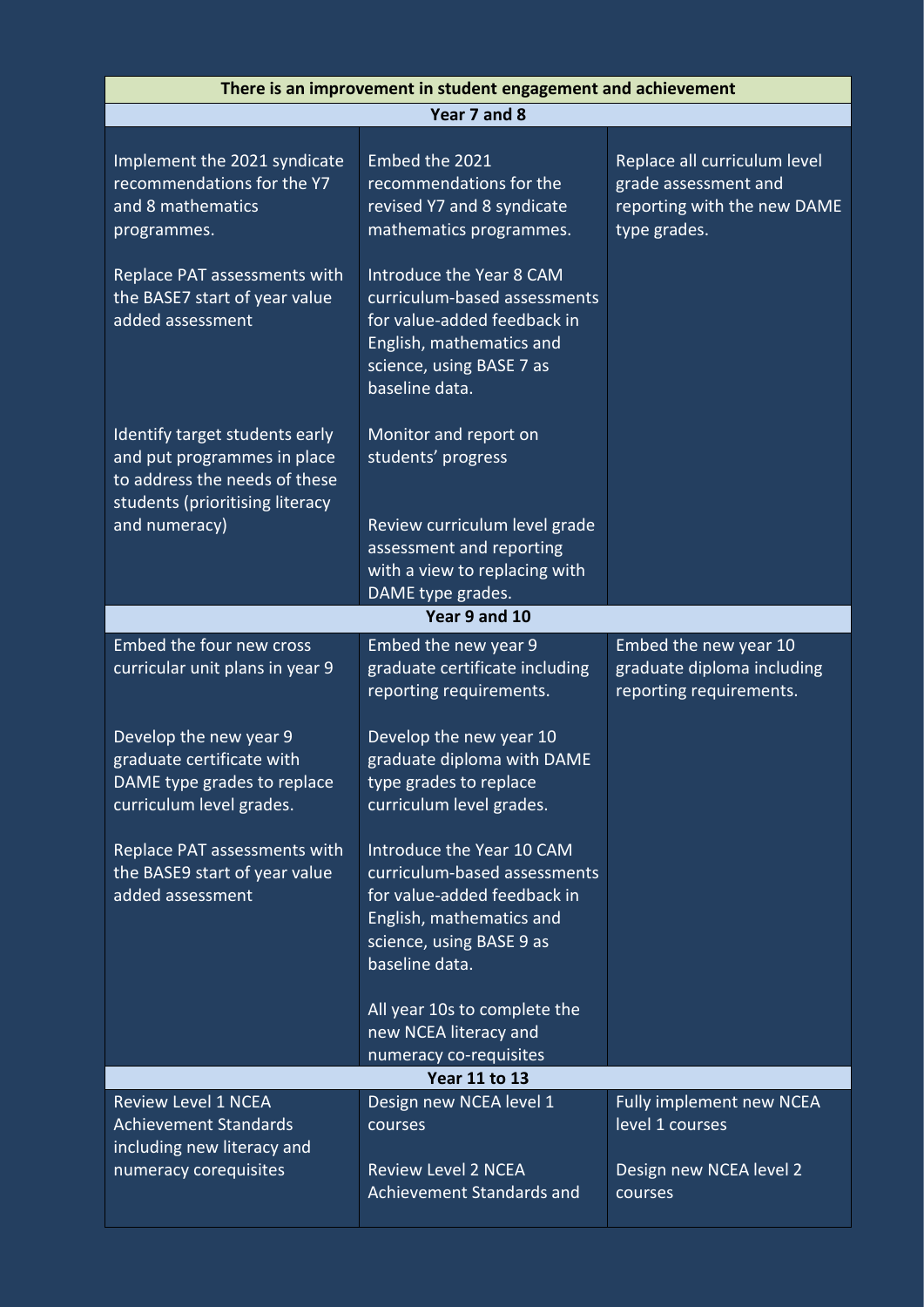| There is an improvement in student engagement and achievement | | |
|---|---|---|
| **Year 7 and 8** | | |
| Implement the 2021 syndicate recommendations for the Y7 and 8 mathematics programmes.<br><br>Replace PAT assessments with the BASE7 start of year value added assessment<br><br>Identify target students early and put programmes in place to address the needs of these students (prioritising literacy and numeracy) | Embed the 2021 recommendations for the revised Y7 and 8 syndicate mathematics programmes.<br><br>Introduce the Year 8 CAM curriculum-based assessments for value-added feedback in English, mathematics and science, using BASE 7 as baseline data.<br><br>Monitor and report on students' progress<br><br>Review curriculum level grade assessment and reporting with a view to replacing with DAME type grades. | Replace all curriculum level grade assessment and reporting with the new DAME type grades. |
| **Year 9 and 10** | | |
| Embed the four new cross curricular unit plans in year 9<br><br>Develop the new year 9 graduate certificate with DAME type grades to replace curriculum level grades.<br><br>Replace PAT assessments with the BASE9 start of year value added assessment | Embed the new year 9 graduate certificate including reporting requirements.<br><br>Develop the new year 10 graduate diploma with DAME type grades to replace curriculum level grades.<br><br>Introduce the Year 10 CAM curriculum-based assessments for value-added feedback in English, mathematics and science, using BASE 9 as baseline data.<br><br>All year 10s to complete the new NCEA literacy and numeracy co-requisites | Embed the new year 10 graduate diploma including reporting requirements. |
| **Year 11 to 13** | | |
| Review Level 1 NCEA Achievement Standards including new literacy and numeracy corequisites | Design new NCEA level 1 courses<br><br>Review Level 2 NCEA Achievement Standards and | Fully implement new NCEA level 1 courses<br><br>Design new NCEA level 2 courses |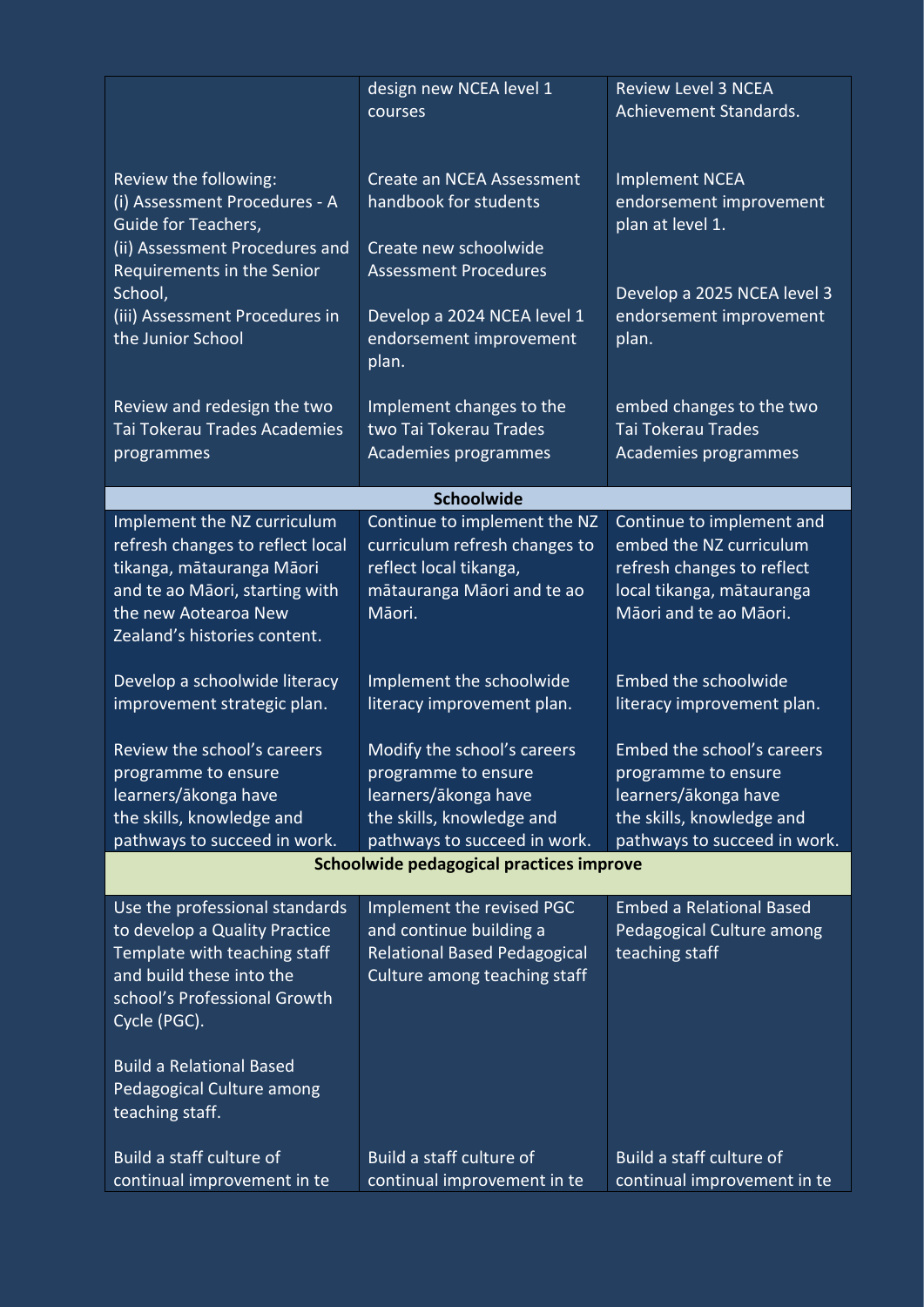| | | |
|---|---|---|
| | design new NCEA level 1 courses | Review Level 3 NCEA Achievement Standards. |
| Review the following:<br>(i) Assessment Procedures - A Guide for Teachers,<br>(ii) Assessment Procedures and Requirements in the Senior School,<br>(iii) Assessment Procedures in the Junior School | Create an NCEA Assessment handbook for students<br><br>Create new schoolwide Assessment Procedures<br><br>Develop a 2024 NCEA level 1 endorsement improvement plan. | Implement NCEA endorsement improvement plan at level 1.<br><br>Develop a 2025 NCEA level 3 endorsement improvement plan. |
| Review and redesign the two Tai Tokerau Trades Academies programmes | Implement changes to the two Tai Tokerau Trades Academies programmes | embed changes to the two Tai Tokerau Trades Academies programmes |
| **Schoolwide** | | |
| Implement the NZ curriculum refresh changes to reflect local tikanga, mātauranga Māori and te ao Māori, starting with the new Aotearoa New Zealand's histories content. | Continue to implement the NZ curriculum refresh changes to reflect local tikanga, mātauranga Māori and te ao Māori. | Continue to implement and embed the NZ curriculum refresh changes to reflect local tikanga, mātauranga Māori and te ao Māori. |
| Develop a schoolwide literacy improvement strategic plan. | Implement the schoolwide literacy improvement plan. | Embed the schoolwide literacy improvement plan. |
| Review the school's careers programme to ensure learners/ākonga have the skills, knowledge and pathways to succeed in work. | Modify the school's careers programme to ensure learners/ākonga have the skills, knowledge and pathways to succeed in work. | Embed the school's careers programme to ensure learners/ākonga have the skills, knowledge and pathways to succeed in work. |
| **Schoolwide pedagogical practices improve** | | |
| Use the professional standards to develop a Quality Practice Template with teaching staff and build these into the school's Professional Growth Cycle (PGC).<br><br>Build a Relational Based Pedagogical Culture among teaching staff. | Implement the revised PGC and continue building a Relational Based Pedagogical Culture among teaching staff | Embed a Relational Based Pedagogical Culture among teaching staff |
| Build a staff culture of continual improvement in te | Build a staff culture of continual improvement in te | Build a staff culture of continual improvement in te |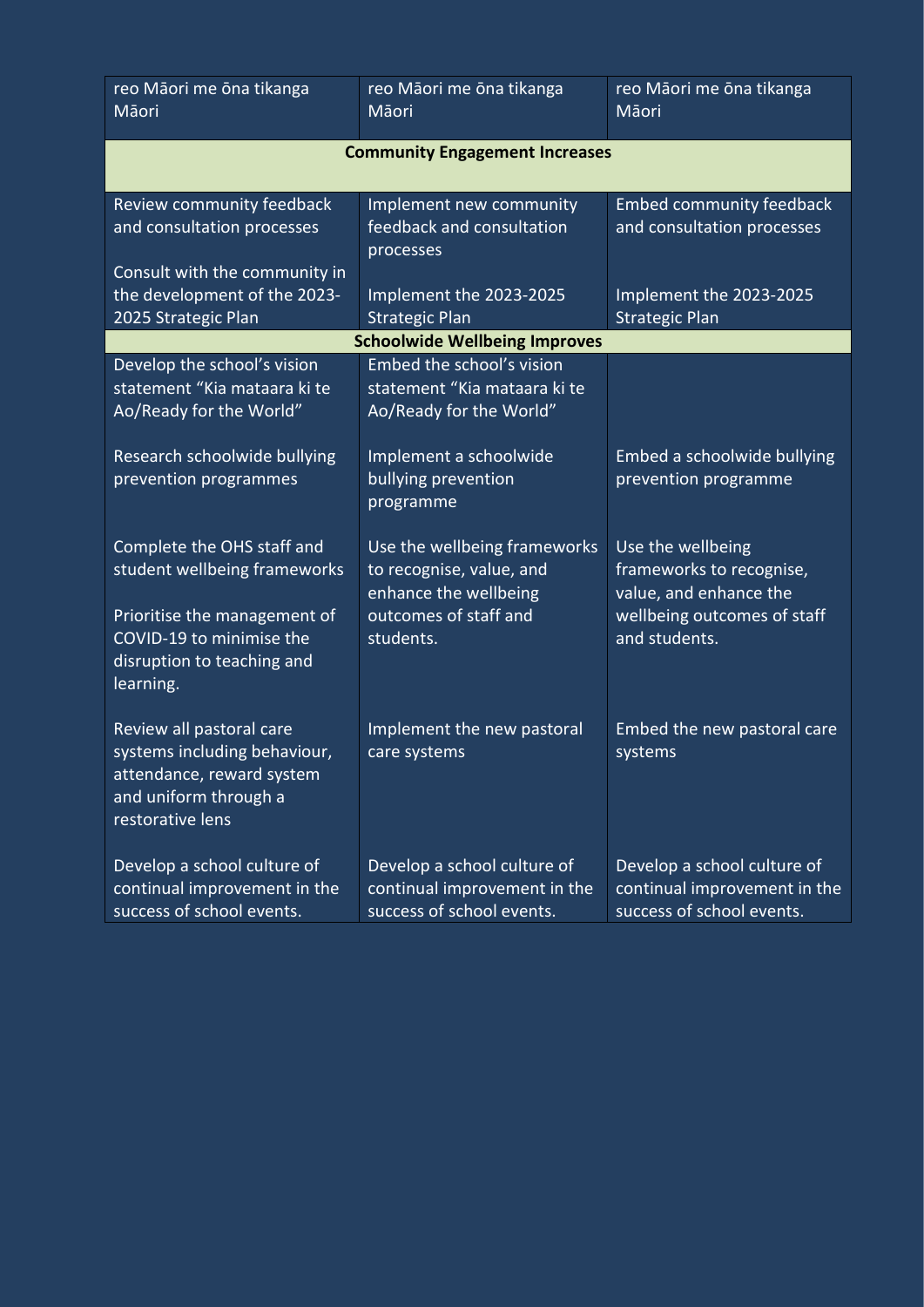| | | |
|---|---|---|
| reo Māori me ōna tikanga Māori | reo Māori me ōna tikanga Māori | reo Māori me ōna tikanga Māori |
| **Community Engagement Increases** | | |
| Review community feedback and consultation processes<br><br>Consult with the community in the development of the 2023-2025 Strategic Plan | Implement new community feedback and consultation processes<br><br>Implement the 2023-2025 Strategic Plan | Embed community feedback and consultation processes<br><br>Implement the 2023-2025 Strategic Plan |
| **Schoolwide Wellbeing Improves** | | |
| Develop the school's vision statement "Kia mataara ki te Ao/Ready for the World"<br><br>Research schoolwide bullying prevention programmes<br><br>Complete the OHS staff and student wellbeing frameworks<br><br>Prioritise the management of COVID-19 to minimise the disruption to teaching and learning.<br><br>Review all pastoral care systems including behaviour, attendance, reward system and uniform through a restorative lens<br><br>Develop a school culture of continual improvement in the success of school events. | Embed the school's vision statement "Kia mataara ki te Ao/Ready for the World"<br><br>Implement a schoolwide bullying prevention programme<br><br>Use the wellbeing frameworks to recognise, value, and enhance the wellbeing outcomes of staff and students.<br><br>Implement the new pastoral care systems<br><br>Develop a school culture of continual improvement in the success of school events. | Embed a schoolwide bullying prevention programme<br><br>Use the wellbeing frameworks to recognise, value, and enhance the wellbeing outcomes of staff and students.<br><br>Embed the new pastoral care systems<br><br>Develop a school culture of continual improvement in the success of school events. |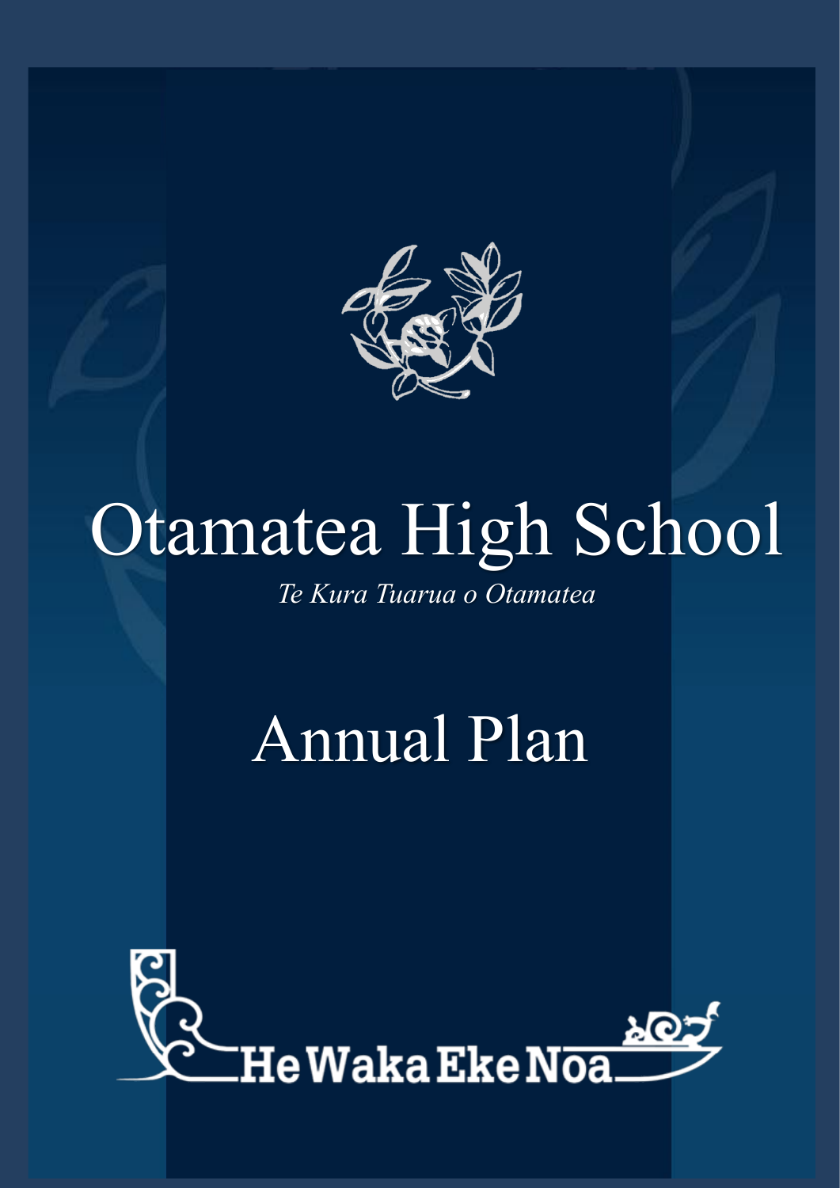# Otamatea High School

*Te Kura Tuarua o Otamatea*

# Annual Plan

He Waka Eke Noa